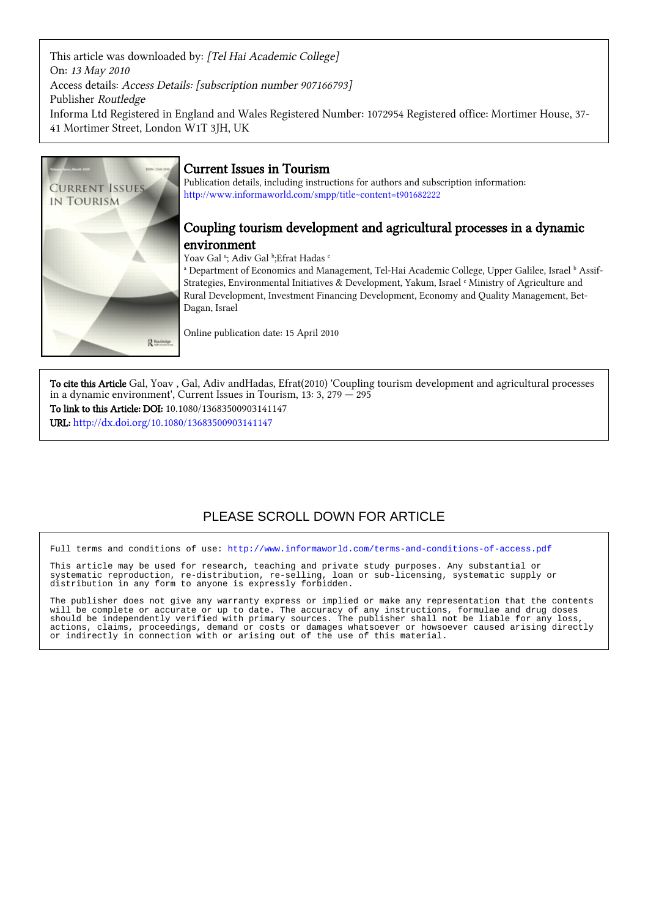This article was downloaded by: *[Tel Hai Academic College]*
On: *13 May 2010*
Access details: *Access Details: [subscription number 907166793]*
Publisher *Routledge*
Informa Ltd Registered in England and Wales Registered Number: 1072954 Registered office: Mortimer House, 37-41 Mortimer Street, London W1T 3JH, UK

# Current Issues in Tourism

Publication details, including instructions for authors and subscription information:
http://www.informaworld.com/smpp/title~content=t901682222

## Coupling tourism development and agricultural processes in a dynamic environment

Yoav Gal [a]; Adiv Gal [b]; Efrat Hadas [c]

[a] Department of Economics and Management, Tel-Hai Academic College, Upper Galilee, Israel [b] Assif-Strategies, Environmental Initiatives & Development, Yakum, Israel [c] Ministry of Agriculture and Rural Development, Investment Financing Development, Economy and Quality Management, Bet-Dagan, Israel

Online publication date: 15 April 2010

**To cite this Article** Gal, Yoav , Gal, Adiv andHadas, Efrat(2010) 'Coupling tourism development and agricultural processes in a dynamic environment', Current Issues in Tourism, 13: 3, 279 — 295

**To link to this Article: DOI:** 10.1080/13683500903141147

**URL:** http://dx.doi.org/10.1080/13683500903141147

PLEASE SCROLL DOWN FOR ARTICLE

Full terms and conditions of use: http://www.informaworld.com/terms-and-conditions-of-access.pdf

This article may be used for research, teaching and private study purposes. Any substantial or systematic reproduction, re-distribution, re-selling, loan or sub-licensing, systematic supply or distribution in any form to anyone is expressly forbidden.

The publisher does not give any warranty express or implied or make any representation that the contents will be complete or accurate or up to date. The accuracy of any instructions, formulae and drug doses should be independently verified with primary sources. The publisher shall not be liable for any loss, actions, claims, proceedings, demand or costs or damages whatsoever or howsoever caused arising directly or indirectly in connection with or arising out of the use of this material.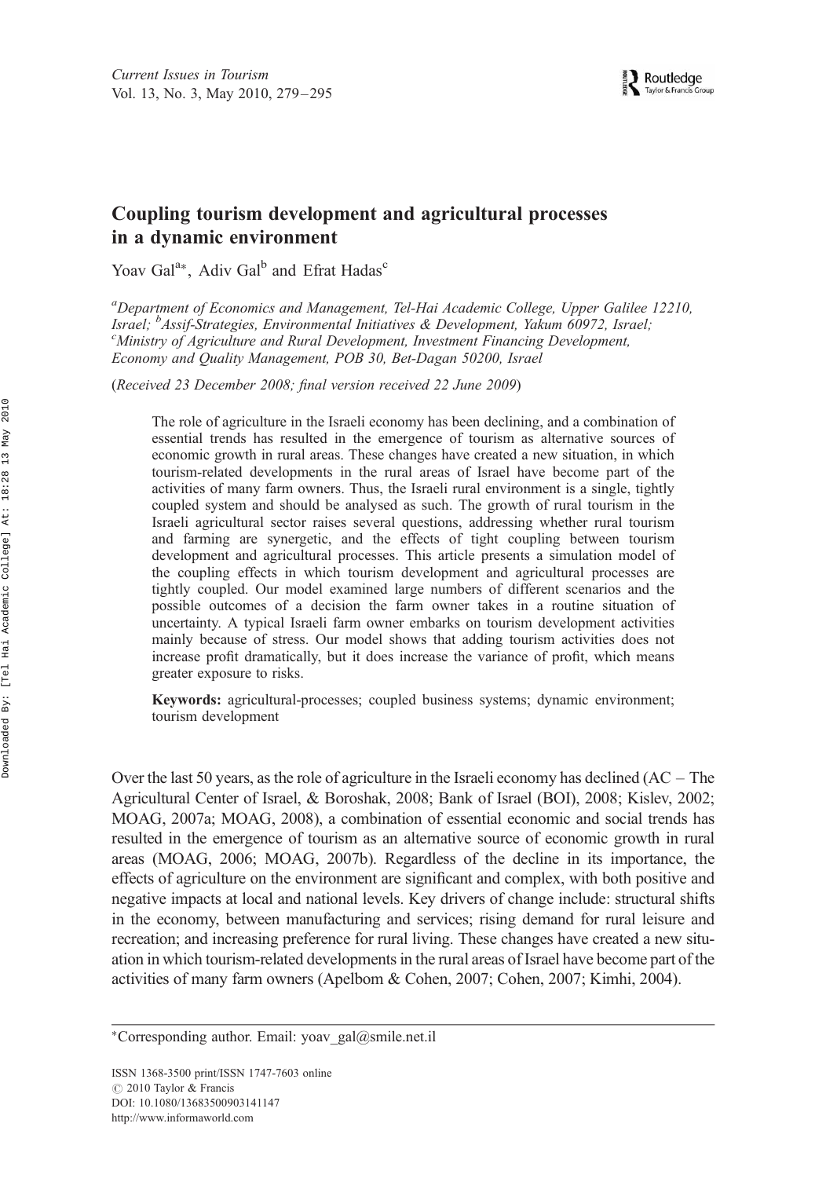# Coupling tourism development and agricultural processes in a dynamic environment

Yoav Gal[a]*, Adiv Gal[b] and Efrat Hadas[c]

[a]*Department of Economics and Management, Tel-Hai Academic College, Upper Galilee 12210, Israel;* [b]*Assif-Strategies, Environmental Initiatives & Development, Yakum 60972, Israel;* [c]*Ministry of Agriculture and Rural Development, Investment Financing Development, Economy and Quality Management, POB 30, Bet-Dagan 50200, Israel*

(*Received 23 December 2008; final version received 22 June 2009*)

> The role of agriculture in the Israeli economy has been declining, and a combination of essential trends has resulted in the emergence of tourism as alternative sources of economic growth in rural areas. These changes have created a new situation, in which tourism-related developments in the rural areas of Israel have become part of the activities of many farm owners. Thus, the Israeli rural environment is a single, tightly coupled system and should be analysed as such. The growth of rural tourism in the Israeli agricultural sector raises several questions, addressing whether rural tourism and farming are synergetic, and the effects of tight coupling between tourism development and agricultural processes. This article presents a simulation model of the coupling effects in which tourism development and agricultural processes are tightly coupled. Our model examined large numbers of different scenarios and the possible outcomes of a decision the farm owner takes in a routine situation of uncertainty. A typical Israeli farm owner embarks on tourism development activities mainly because of stress. Our model shows that adding tourism activities does not increase profit dramatically, but it does increase the variance of profit, which means greater exposure to risks.
>
> **Keywords:** agricultural-processes; coupled business systems; dynamic environment; tourism development

Over the last 50 years, as the role of agriculture in the Israeli economy has declined (AC – The Agricultural Center of Israel, & Boroshak, 2008; Bank of Israel (BOI), 2008; Kislev, 2002; MOAG, 2007a; MOAG, 2008), a combination of essential economic and social trends has resulted in the emergence of tourism as an alternative source of economic growth in rural areas (MOAG, 2006; MOAG, 2007b). Regardless of the decline in its importance, the effects of agriculture on the environment are significant and complex, with both positive and negative impacts at local and national levels. Key drivers of change include: structural shifts in the economy, between manufacturing and services; rising demand for rural leisure and recreation; and increasing preference for rural living. These changes have created a new situation in which tourism-related developments in the rural areas of Israel have become part of the activities of many farm owners (Apelbom & Cohen, 2007; Cohen, 2007; Kimhi, 2004).

*Corresponding author. Email: yoav_gal@smile.net.il

ISSN 1368-3500 print/ISSN 1747-7603 online
© 2010 Taylor & Francis
DOI: 10.1080/13683500903141147
http://www.informaworld.com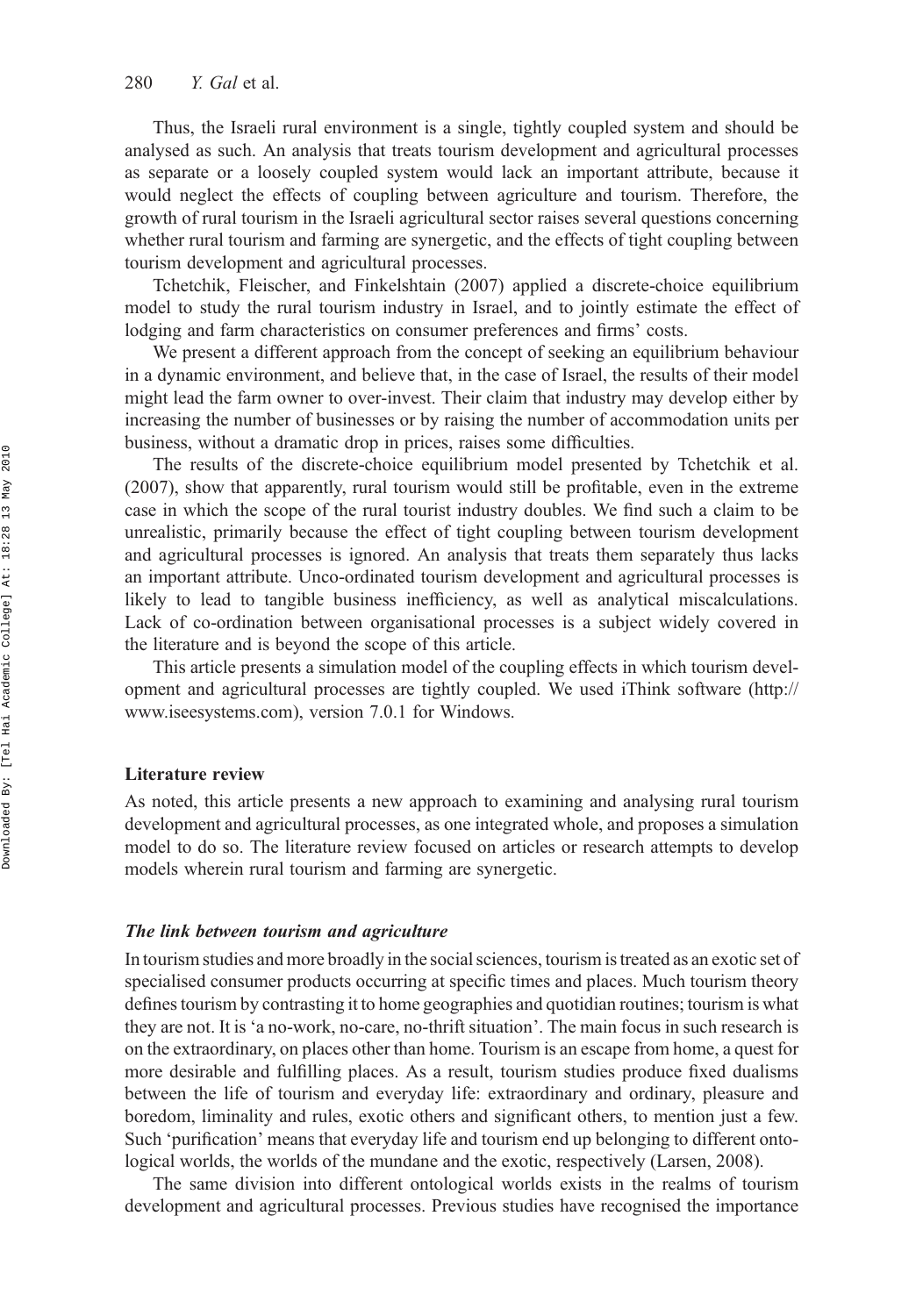Thus, the Israeli rural environment is a single, tightly coupled system and should be analysed as such. An analysis that treats tourism development and agricultural processes as separate or a loosely coupled system would lack an important attribute, because it would neglect the effects of coupling between agriculture and tourism. Therefore, the growth of rural tourism in the Israeli agricultural sector raises several questions concerning whether rural tourism and farming are synergetic, and the effects of tight coupling between tourism development and agricultural processes.

Tchetchik, Fleischer, and Finkelshtain (2007) applied a discrete-choice equilibrium model to study the rural tourism industry in Israel, and to jointly estimate the effect of lodging and farm characteristics on consumer preferences and firms' costs.

We present a different approach from the concept of seeking an equilibrium behaviour in a dynamic environment, and believe that, in the case of Israel, the results of their model might lead the farm owner to over-invest. Their claim that industry may develop either by increasing the number of businesses or by raising the number of accommodation units per business, without a dramatic drop in prices, raises some difficulties.

The results of the discrete-choice equilibrium model presented by Tchetchik et al. (2007), show that apparently, rural tourism would still be profitable, even in the extreme case in which the scope of the rural tourist industry doubles. We find such a claim to be unrealistic, primarily because the effect of tight coupling between tourism development and agricultural processes is ignored. An analysis that treats them separately thus lacks an important attribute. Unco-ordinated tourism development and agricultural processes is likely to lead to tangible business inefficiency, as well as analytical miscalculations. Lack of co-ordination between organisational processes is a subject widely covered in the literature and is beyond the scope of this article.

This article presents a simulation model of the coupling effects in which tourism development and agricultural processes are tightly coupled. We used iThink software (http://www.iseesystems.com), version 7.0.1 for Windows.

## Literature review

As noted, this article presents a new approach to examining and analysing rural tourism development and agricultural processes, as one integrated whole, and proposes a simulation model to do so. The literature review focused on articles or research attempts to develop models wherein rural tourism and farming are synergetic.

### *The link between tourism and agriculture*

In tourism studies and more broadly in the social sciences, tourism is treated as an exotic set of specialised consumer products occurring at specific times and places. Much tourism theory defines tourism by contrasting it to home geographies and quotidian routines; tourism is what they are not. It is 'a no-work, no-care, no-thrift situation'. The main focus in such research is on the extraordinary, on places other than home. Tourism is an escape from home, a quest for more desirable and fulfilling places. As a result, tourism studies produce fixed dualisms between the life of tourism and everyday life: extraordinary and ordinary, pleasure and boredom, liminality and rules, exotic others and significant others, to mention just a few. Such 'purification' means that everyday life and tourism end up belonging to different ontological worlds, the worlds of the mundane and the exotic, respectively (Larsen, 2008).

The same division into different ontological worlds exists in the realms of tourism development and agricultural processes. Previous studies have recognised the importance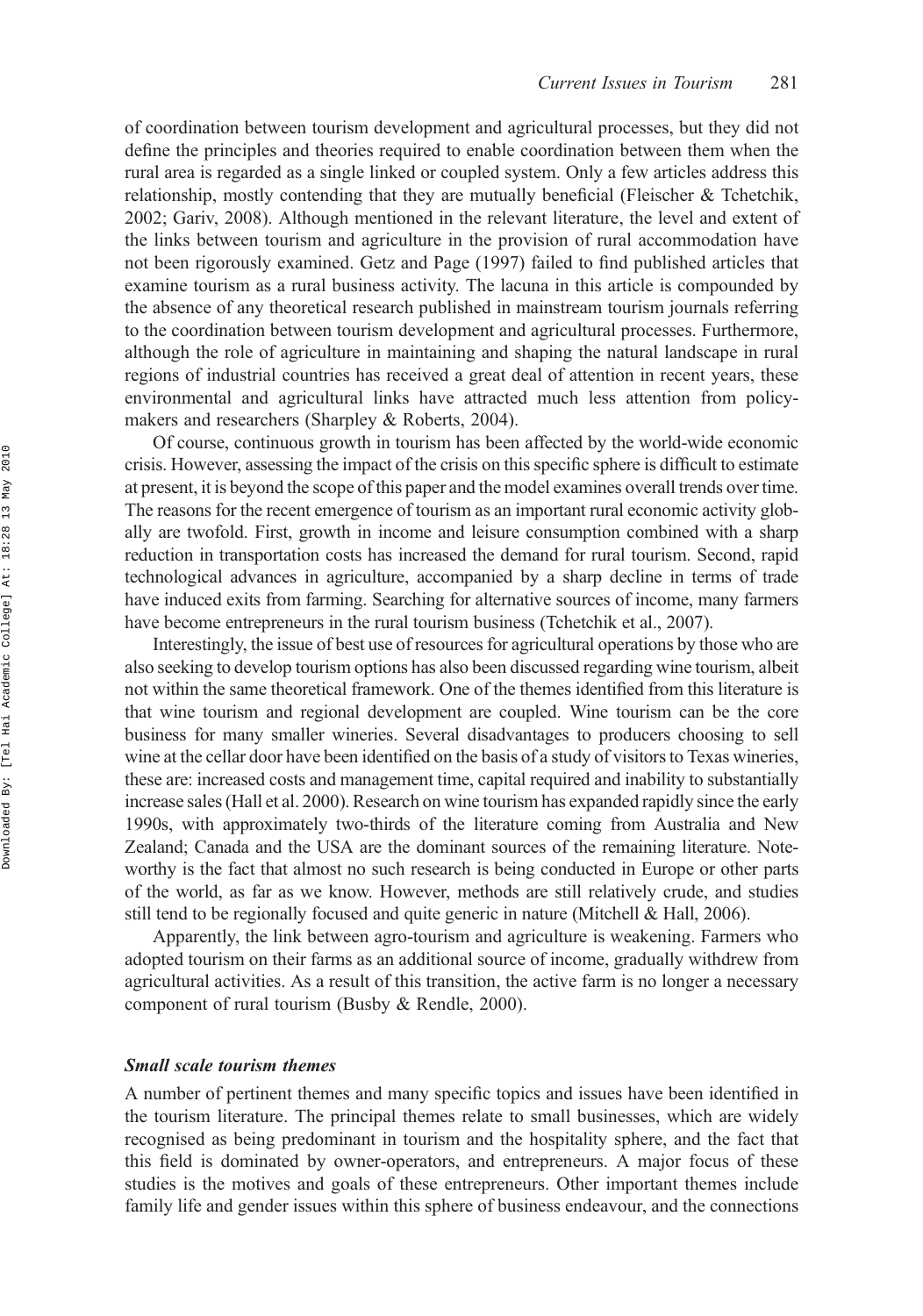of coordination between tourism development and agricultural processes, but they did not define the principles and theories required to enable coordination between them when the rural area is regarded as a single linked or coupled system. Only a few articles address this relationship, mostly contending that they are mutually beneficial (Fleischer & Tchetchik, 2002; Gariv, 2008). Although mentioned in the relevant literature, the level and extent of the links between tourism and agriculture in the provision of rural accommodation have not been rigorously examined. Getz and Page (1997) failed to find published articles that examine tourism as a rural business activity. The lacuna in this article is compounded by the absence of any theoretical research published in mainstream tourism journals referring to the coordination between tourism development and agricultural processes. Furthermore, although the role of agriculture in maintaining and shaping the natural landscape in rural regions of industrial countries has received a great deal of attention in recent years, these environmental and agricultural links have attracted much less attention from policymakers and researchers (Sharpley & Roberts, 2004).

Of course, continuous growth in tourism has been affected by the world-wide economic crisis. However, assessing the impact of the crisis on this specific sphere is difficult to estimate at present, it is beyond the scope of this paper and the model examines overall trends over time. The reasons for the recent emergence of tourism as an important rural economic activity globally are twofold. First, growth in income and leisure consumption combined with a sharp reduction in transportation costs has increased the demand for rural tourism. Second, rapid technological advances in agriculture, accompanied by a sharp decline in terms of trade have induced exits from farming. Searching for alternative sources of income, many farmers have become entrepreneurs in the rural tourism business (Tchetchik et al., 2007).

Interestingly, the issue of best use of resources for agricultural operations by those who are also seeking to develop tourism options has also been discussed regarding wine tourism, albeit not within the same theoretical framework. One of the themes identified from this literature is that wine tourism and regional development are coupled. Wine tourism can be the core business for many smaller wineries. Several disadvantages to producers choosing to sell wine at the cellar door have been identified on the basis of a study of visitors to Texas wineries, these are: increased costs and management time, capital required and inability to substantially increase sales (Hall et al. 2000). Research on wine tourism has expanded rapidly since the early 1990s, with approximately two-thirds of the literature coming from Australia and New Zealand; Canada and the USA are the dominant sources of the remaining literature. Noteworthy is the fact that almost no such research is being conducted in Europe or other parts of the world, as far as we know. However, methods are still relatively crude, and studies still tend to be regionally focused and quite generic in nature (Mitchell & Hall, 2006).

Apparently, the link between agro-tourism and agriculture is weakening. Farmers who adopted tourism on their farms as an additional source of income, gradually withdrew from agricultural activities. As a result of this transition, the active farm is no longer a necessary component of rural tourism (Busby & Rendle, 2000).

### *Small scale tourism themes*

A number of pertinent themes and many specific topics and issues have been identified in the tourism literature. The principal themes relate to small businesses, which are widely recognised as being predominant in tourism and the hospitality sphere, and the fact that this field is dominated by owner-operators, and entrepreneurs. A major focus of these studies is the motives and goals of these entrepreneurs. Other important themes include family life and gender issues within this sphere of business endeavour, and the connections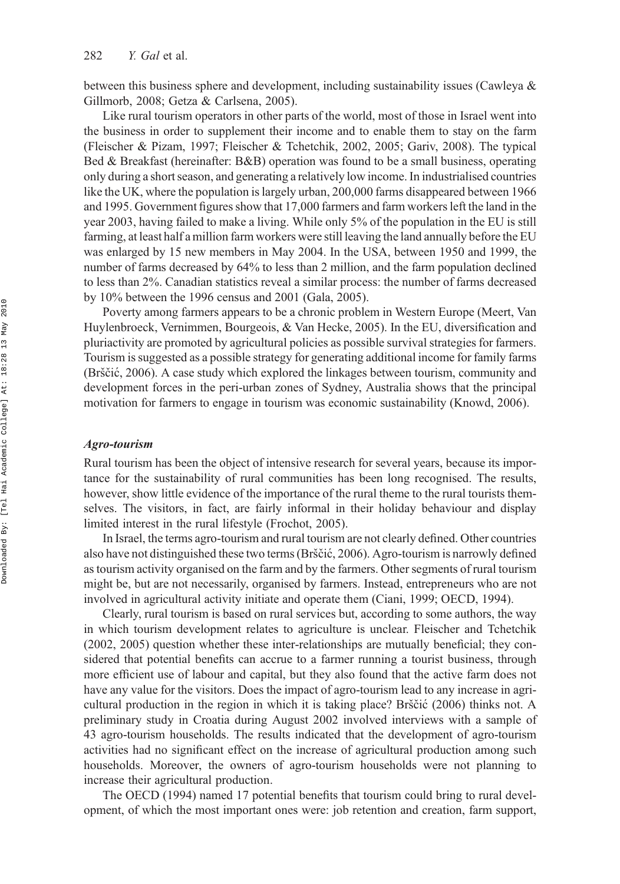between this business sphere and development, including sustainability issues (Cawleya & Gillmorb, 2008; Getza & Carlsena, 2005).

Like rural tourism operators in other parts of the world, most of those in Israel went into the business in order to supplement their income and to enable them to stay on the farm (Fleischer & Pizam, 1997; Fleischer & Tchetchik, 2002, 2005; Gariv, 2008). The typical Bed & Breakfast (hereinafter: B&B) operation was found to be a small business, operating only during a short season, and generating a relatively low income. In industrialised countries like the UK, where the population is largely urban, 200,000 farms disappeared between 1966 and 1995. Government figures show that 17,000 farmers and farm workers left the land in the year 2003, having failed to make a living. While only 5% of the population in the EU is still farming, at least half a million farm workers were still leaving the land annually before the EU was enlarged by 15 new members in May 2004. In the USA, between 1950 and 1999, the number of farms decreased by 64% to less than 2 million, and the farm population declined to less than 2%. Canadian statistics reveal a similar process: the number of farms decreased by 10% between the 1996 census and 2001 (Gala, 2005).

Poverty among farmers appears to be a chronic problem in Western Europe (Meert, Van Huylenbroeck, Vernimmen, Bourgeois, & Van Hecke, 2005). In the EU, diversification and pluriactivity are promoted by agricultural policies as possible survival strategies for farmers. Tourism is suggested as a possible strategy for generating additional income for family farms (Brščić, 2006). A case study which explored the linkages between tourism, community and development forces in the peri-urban zones of Sydney, Australia shows that the principal motivation for farmers to engage in tourism was economic sustainability (Knowd, 2006).

### *Agro-tourism*

Rural tourism has been the object of intensive research for several years, because its importance for the sustainability of rural communities has been long recognised. The results, however, show little evidence of the importance of the rural theme to the rural tourists themselves. The visitors, in fact, are fairly informal in their holiday behaviour and display limited interest in the rural lifestyle (Frochot, 2005).

In Israel, the terms agro-tourism and rural tourism are not clearly defined. Other countries also have not distinguished these two terms (Brščić, 2006). Agro-tourism is narrowly defined as tourism activity organised on the farm and by the farmers. Other segments of rural tourism might be, but are not necessarily, organised by farmers. Instead, entrepreneurs who are not involved in agricultural activity initiate and operate them (Ciani, 1999; OECD, 1994).

Clearly, rural tourism is based on rural services but, according to some authors, the way in which tourism development relates to agriculture is unclear. Fleischer and Tchetchik (2002, 2005) question whether these inter-relationships are mutually beneficial; they considered that potential benefits can accrue to a farmer running a tourist business, through more efficient use of labour and capital, but they also found that the active farm does not have any value for the visitors. Does the impact of agro-tourism lead to any increase in agricultural production in the region in which it is taking place? Brščić (2006) thinks not. A preliminary study in Croatia during August 2002 involved interviews with a sample of 43 agro-tourism households. The results indicated that the development of agro-tourism activities had no significant effect on the increase of agricultural production among such households. Moreover, the owners of agro-tourism households were not planning to increase their agricultural production.

The OECD (1994) named 17 potential benefits that tourism could bring to rural development, of which the most important ones were: job retention and creation, farm support,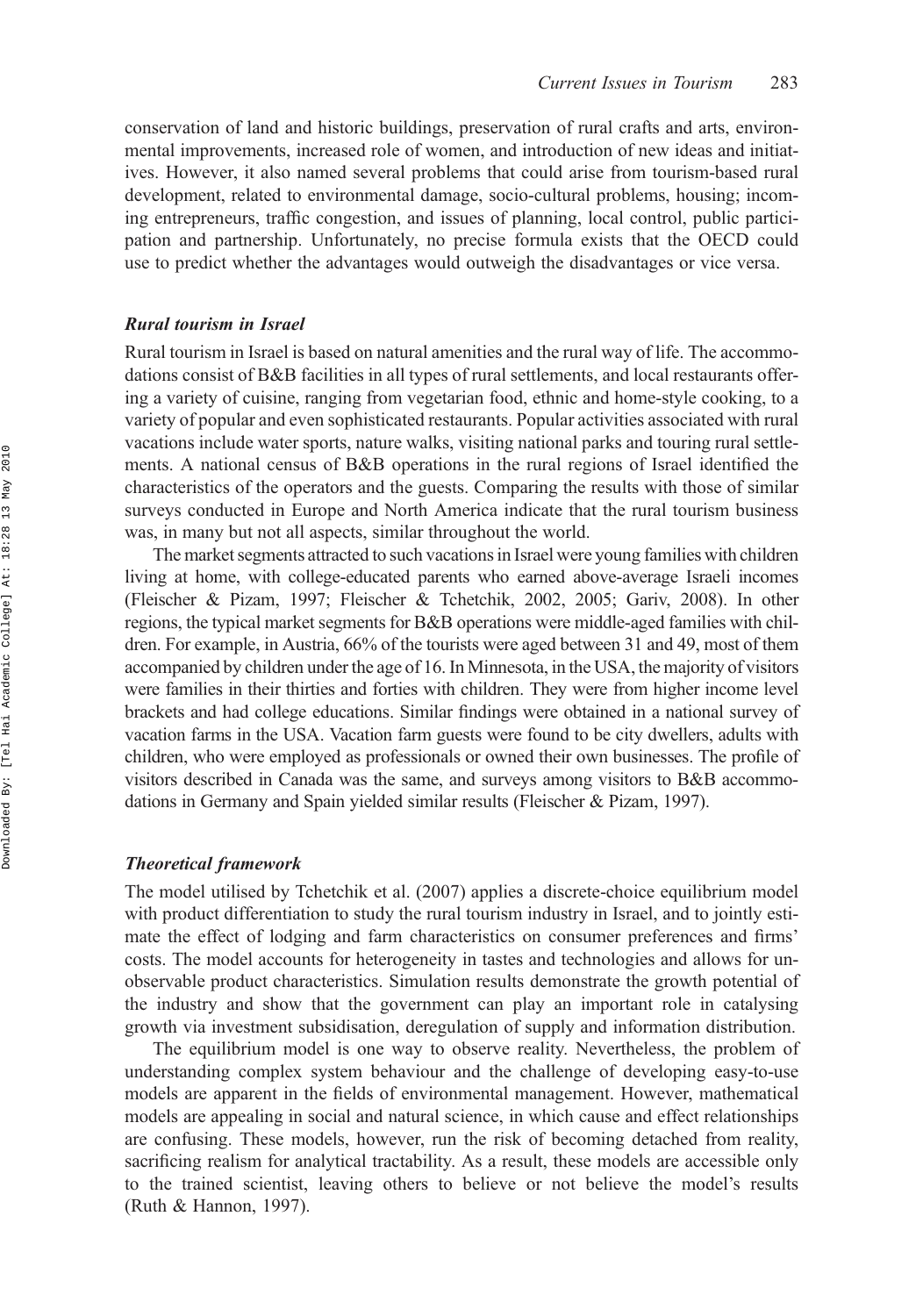conservation of land and historic buildings, preservation of rural crafts and arts, environmental improvements, increased role of women, and introduction of new ideas and initiatives. However, it also named several problems that could arise from tourism-based rural development, related to environmental damage, socio-cultural problems, housing; incoming entrepreneurs, traffic congestion, and issues of planning, local control, public participation and partnership. Unfortunately, no precise formula exists that the OECD could use to predict whether the advantages would outweigh the disadvantages or vice versa.

### *Rural tourism in Israel*

Rural tourism in Israel is based on natural amenities and the rural way of life. The accommodations consist of B&B facilities in all types of rural settlements, and local restaurants offering a variety of cuisine, ranging from vegetarian food, ethnic and home-style cooking, to a variety of popular and even sophisticated restaurants. Popular activities associated with rural vacations include water sports, nature walks, visiting national parks and touring rural settlements. A national census of B&B operations in the rural regions of Israel identified the characteristics of the operators and the guests. Comparing the results with those of similar surveys conducted in Europe and North America indicate that the rural tourism business was, in many but not all aspects, similar throughout the world.

The market segments attracted to such vacations in Israel were young families with children living at home, with college-educated parents who earned above-average Israeli incomes (Fleischer & Pizam, 1997; Fleischer & Tchetchik, 2002, 2005; Gariv, 2008). In other regions, the typical market segments for B&B operations were middle-aged families with children. For example, in Austria, 66% of the tourists were aged between 31 and 49, most of them accompanied by children under the age of 16. In Minnesota, in the USA, the majority of visitors were families in their thirties and forties with children. They were from higher income level brackets and had college educations. Similar findings were obtained in a national survey of vacation farms in the USA. Vacation farm guests were found to be city dwellers, adults with children, who were employed as professionals or owned their own businesses. The profile of visitors described in Canada was the same, and surveys among visitors to B&B accommodations in Germany and Spain yielded similar results (Fleischer & Pizam, 1997).

### *Theoretical framework*

The model utilised by Tchetchik et al. (2007) applies a discrete-choice equilibrium model with product differentiation to study the rural tourism industry in Israel, and to jointly estimate the effect of lodging and farm characteristics on consumer preferences and firms' costs. The model accounts for heterogeneity in tastes and technologies and allows for unobservable product characteristics. Simulation results demonstrate the growth potential of the industry and show that the government can play an important role in catalysing growth via investment subsidisation, deregulation of supply and information distribution.

The equilibrium model is one way to observe reality. Nevertheless, the problem of understanding complex system behaviour and the challenge of developing easy-to-use models are apparent in the fields of environmental management. However, mathematical models are appealing in social and natural science, in which cause and effect relationships are confusing. These models, however, run the risk of becoming detached from reality, sacrificing realism for analytical tractability. As a result, these models are accessible only to the trained scientist, leaving others to believe or not believe the model's results (Ruth & Hannon, 1997).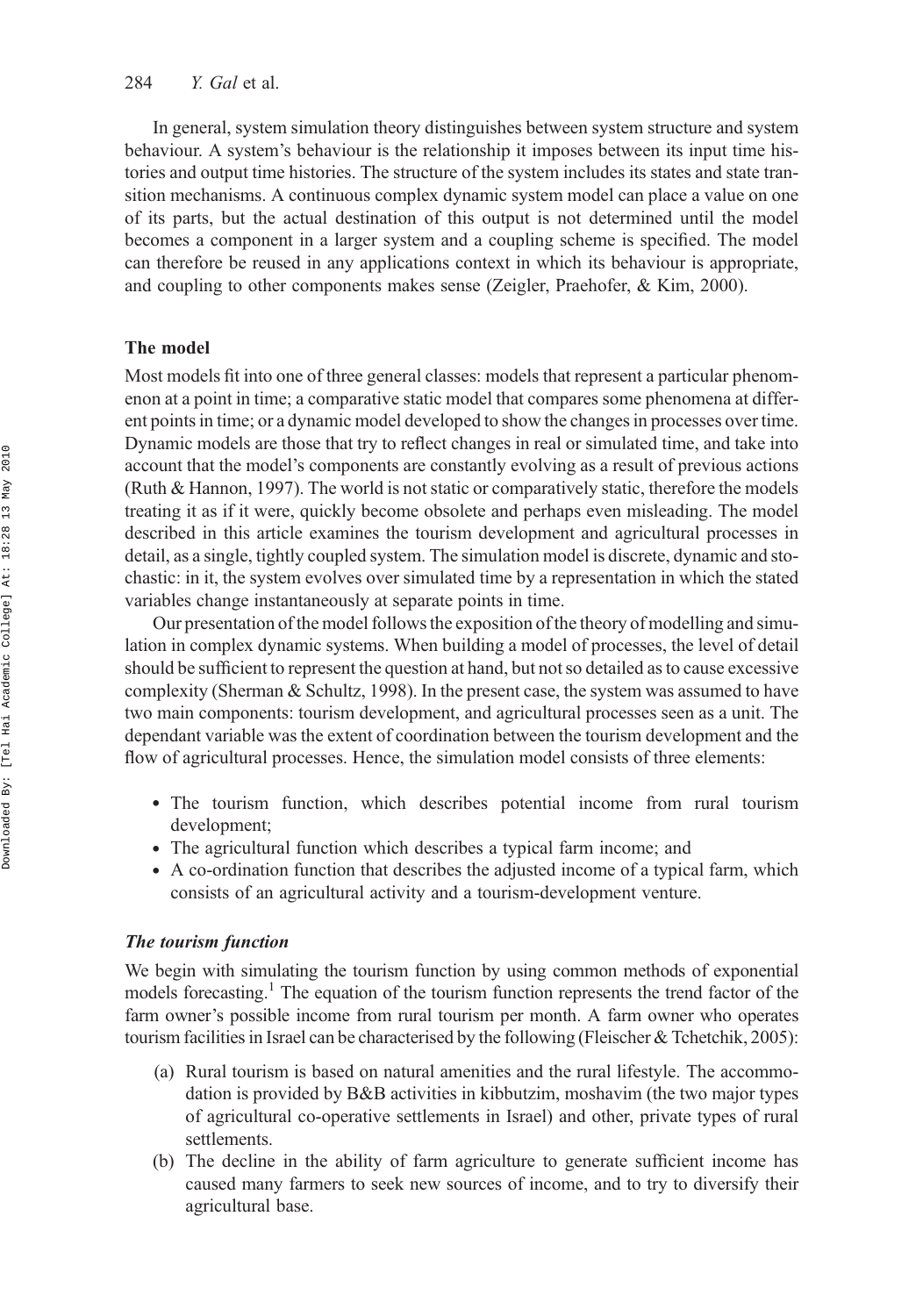In general, system simulation theory distinguishes between system structure and system behaviour. A system's behaviour is the relationship it imposes between its input time histories and output time histories. The structure of the system includes its states and state transition mechanisms. A continuous complex dynamic system model can place a value on one of its parts, but the actual destination of this output is not determined until the model becomes a component in a larger system and a coupling scheme is specified. The model can therefore be reused in any applications context in which its behaviour is appropriate, and coupling to other components makes sense (Zeigler, Praehofer, & Kim, 2000).

## The model

Most models fit into one of three general classes: models that represent a particular phenomenon at a point in time; a comparative static model that compares some phenomena at different points in time; or a dynamic model developed to show the changes in processes over time. Dynamic models are those that try to reflect changes in real or simulated time, and take into account that the model's components are constantly evolving as a result of previous actions (Ruth & Hannon, 1997). The world is not static or comparatively static, therefore the models treating it as if it were, quickly become obsolete and perhaps even misleading. The model described in this article examines the tourism development and agricultural processes in detail, as a single, tightly coupled system. The simulation model is discrete, dynamic and stochastic: in it, the system evolves over simulated time by a representation in which the stated variables change instantaneously at separate points in time.

Our presentation of the model follows the exposition of the theory of modelling and simulation in complex dynamic systems. When building a model of processes, the level of detail should be sufficient to represent the question at hand, but not so detailed as to cause excessive complexity (Sherman & Schultz, 1998). In the present case, the system was assumed to have two main components: tourism development, and agricultural processes seen as a unit. The dependant variable was the extent of coordination between the tourism development and the flow of agricultural processes. Hence, the simulation model consists of three elements:

- The tourism function, which describes potential income from rural tourism development;
- The agricultural function which describes a typical farm income; and
- A co-ordination function that describes the adjusted income of a typical farm, which consists of an agricultural activity and a tourism-development venture.

### *The tourism function*

We begin with simulating the tourism function by using common methods of exponential models forecasting.[1] The equation of the tourism function represents the trend factor of the farm owner's possible income from rural tourism per month. A farm owner who operates tourism facilities in Israel can be characterised by the following (Fleischer & Tchetchik, 2005):

(a) Rural tourism is based on natural amenities and the rural lifestyle. The accommodation is provided by B&B activities in kibbutzim, moshavim (the two major types of agricultural co-operative settlements in Israel) and other, private types of rural settlements.

(b) The decline in the ability of farm agriculture to generate sufficient income has caused many farmers to seek new sources of income, and to try to diversify their agricultural base.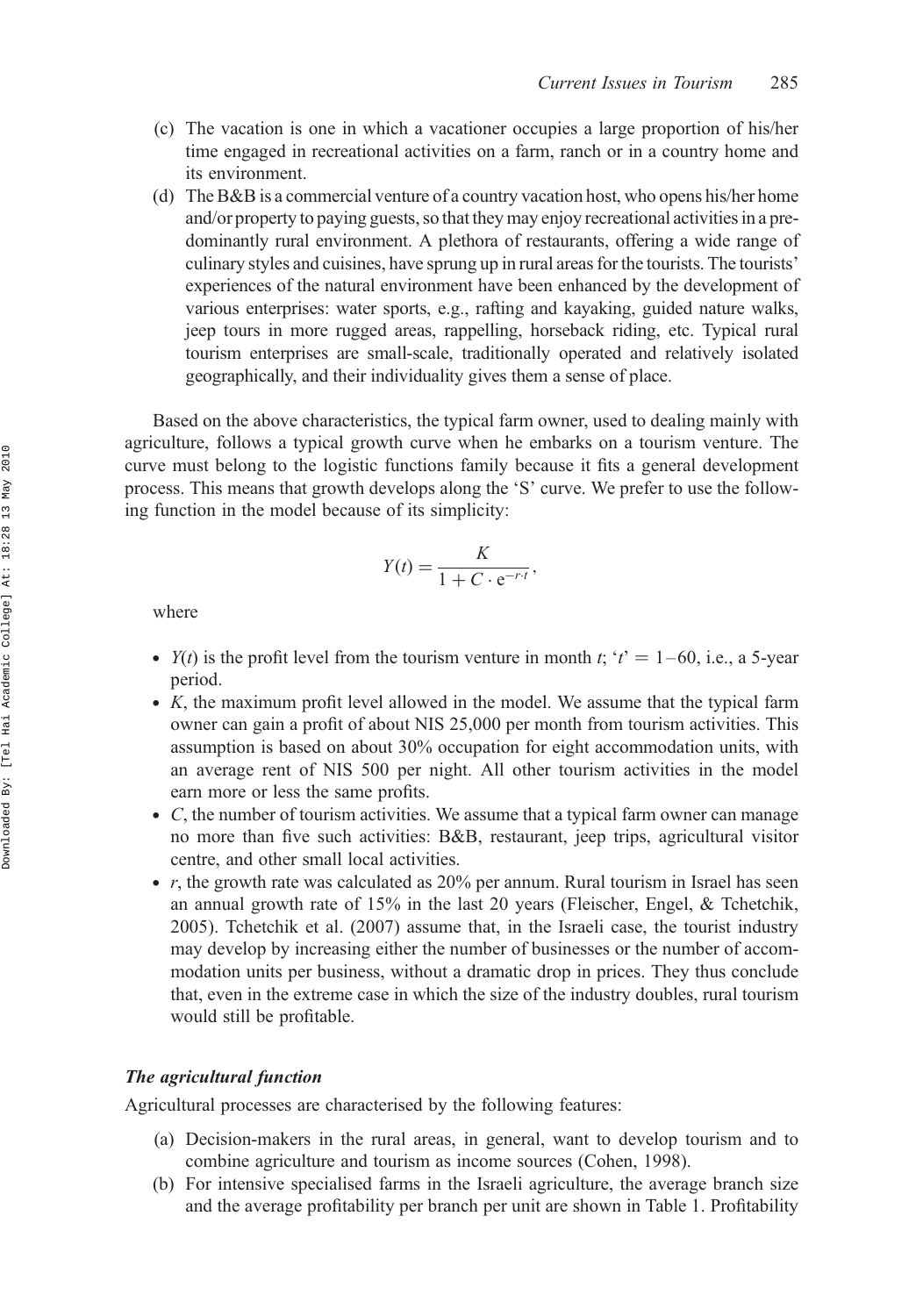(c) The vacation is one in which a vacationer occupies a large proportion of his/her time engaged in recreational activities on a farm, ranch or in a country home and its environment.

(d) The B&B is a commercial venture of a country vacation host, who opens his/her home and/or property to paying guests, so that they may enjoy recreational activities in a predominantly rural environment. A plethora of restaurants, offering a wide range of culinary styles and cuisines, have sprung up in rural areas for the tourists. The tourists' experiences of the natural environment have been enhanced by the development of various enterprises: water sports, e.g., rafting and kayaking, guided nature walks, jeep tours in more rugged areas, rappelling, horseback riding, etc. Typical rural tourism enterprises are small-scale, traditionally operated and relatively isolated geographically, and their individuality gives them a sense of place.

Based on the above characteristics, the typical farm owner, used to dealing mainly with agriculture, follows a typical growth curve when he embarks on a tourism venture. The curve must belong to the logistic functions family because it fits a general development process. This means that growth develops along the 'S' curve. We prefer to use the following function in the model because of its simplicity:

$$Y(t) = \frac{K}{1 + C \cdot e^{-r \cdot t}},$$

where

- $Y(t)$ is the profit level from the tourism venture in month $t$; '$t$' = 1–60, i.e., a 5-year period.
- $K$, the maximum profit level allowed in the model. We assume that the typical farm owner can gain a profit of about NIS 25,000 per month from tourism activities. This assumption is based on about 30% occupation for eight accommodation units, with an average rent of NIS 500 per night. All other tourism activities in the model earn more or less the same profits.
- $C$, the number of tourism activities. We assume that a typical farm owner can manage no more than five such activities: B&B, restaurant, jeep trips, agricultural visitor centre, and other small local activities.
- $r$, the growth rate was calculated as 20% per annum. Rural tourism in Israel has seen an annual growth rate of 15% in the last 20 years (Fleischer, Engel, & Tchetchik, 2005). Tchetchik et al. (2007) assume that, in the Israeli case, the tourist industry may develop by increasing either the number of businesses or the number of accommodation units per business, without a dramatic drop in prices. They thus conclude that, even in the extreme case in which the size of the industry doubles, rural tourism would still be profitable.

### *The agricultural function*

Agricultural processes are characterised by the following features:

(a) Decision-makers in the rural areas, in general, want to develop tourism and to combine agriculture and tourism as income sources (Cohen, 1998).

(b) For intensive specialised farms in the Israeli agriculture, the average branch size and the average profitability per branch per unit are shown in Table 1. Profitability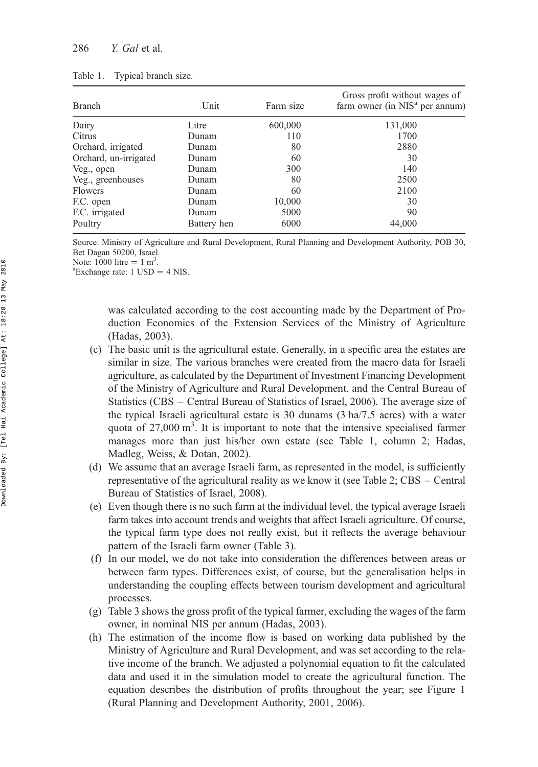Table 1. Typical branch size.

| Branch | Unit | Farm size | Gross profit without wages of farm owner (in NIS[a] per annum) |
|---|---|---|---|
| Dairy | Litre | 600,000 | 131,000 |
| Citrus | Dunam | 110 | 1700 |
| Orchard, irrigated | Dunam | 80 | 2880 |
| Orchard, un-irrigated | Dunam | 60 | 30 |
| Veg., open | Dunam | 300 | 140 |
| Veg., greenhouses | Dunam | 80 | 2500 |
| Flowers | Dunam | 60 | 2100 |
| F.C. open | Dunam | 10,000 | 30 |
| F.C. irrigated | Dunam | 5000 | 90 |
| Poultry | Battery hen | 6000 | 44,000 |

Source: Ministry of Agriculture and Rural Development, Rural Planning and Development Authority, POB 30, Bet Dagan 50200, Israel.
Note: 1000 litre = 1 $m^3$.
[a]Exchange rate: 1 USD = 4 NIS.

was calculated according to the cost accounting made by the Department of Production Economics of the Extension Services of the Ministry of Agriculture (Hadas, 2003).

(c) The basic unit is the agricultural estate. Generally, in a specific area the estates are similar in size. The various branches were created from the macro data for Israeli agriculture, as calculated by the Department of Investment Financing Development of the Ministry of Agriculture and Rural Development, and the Central Bureau of Statistics (CBS – Central Bureau of Statistics of Israel, 2006). The average size of the typical Israeli agricultural estate is 30 dunams (3 ha/7.5 acres) with a water quota of 27,000 $m^3$. It is important to note that the intensive specialised farmer manages more than just his/her own estate (see Table 1, column 2; Hadas, Madleg, Weiss, & Dotan, 2002).

(d) We assume that an average Israeli farm, as represented in the model, is sufficiently representative of the agricultural reality as we know it (see Table 2; CBS – Central Bureau of Statistics of Israel, 2008).

(e) Even though there is no such farm at the individual level, the typical average Israeli farm takes into account trends and weights that affect Israeli agriculture. Of course, the typical farm type does not really exist, but it reflects the average behaviour pattern of the Israeli farm owner (Table 3).

(f) In our model, we do not take into consideration the differences between areas or between farm types. Differences exist, of course, but the generalisation helps in understanding the coupling effects between tourism development and agricultural processes.

(g) Table 3 shows the gross profit of the typical farmer, excluding the wages of the farm owner, in nominal NIS per annum (Hadas, 2003).

(h) The estimation of the income flow is based on working data published by the Ministry of Agriculture and Rural Development, and was set according to the relative income of the branch. We adjusted a polynomial equation to fit the calculated data and used it in the simulation model to create the agricultural function. The equation describes the distribution of profits throughout the year; see Figure 1 (Rural Planning and Development Authority, 2001, 2006).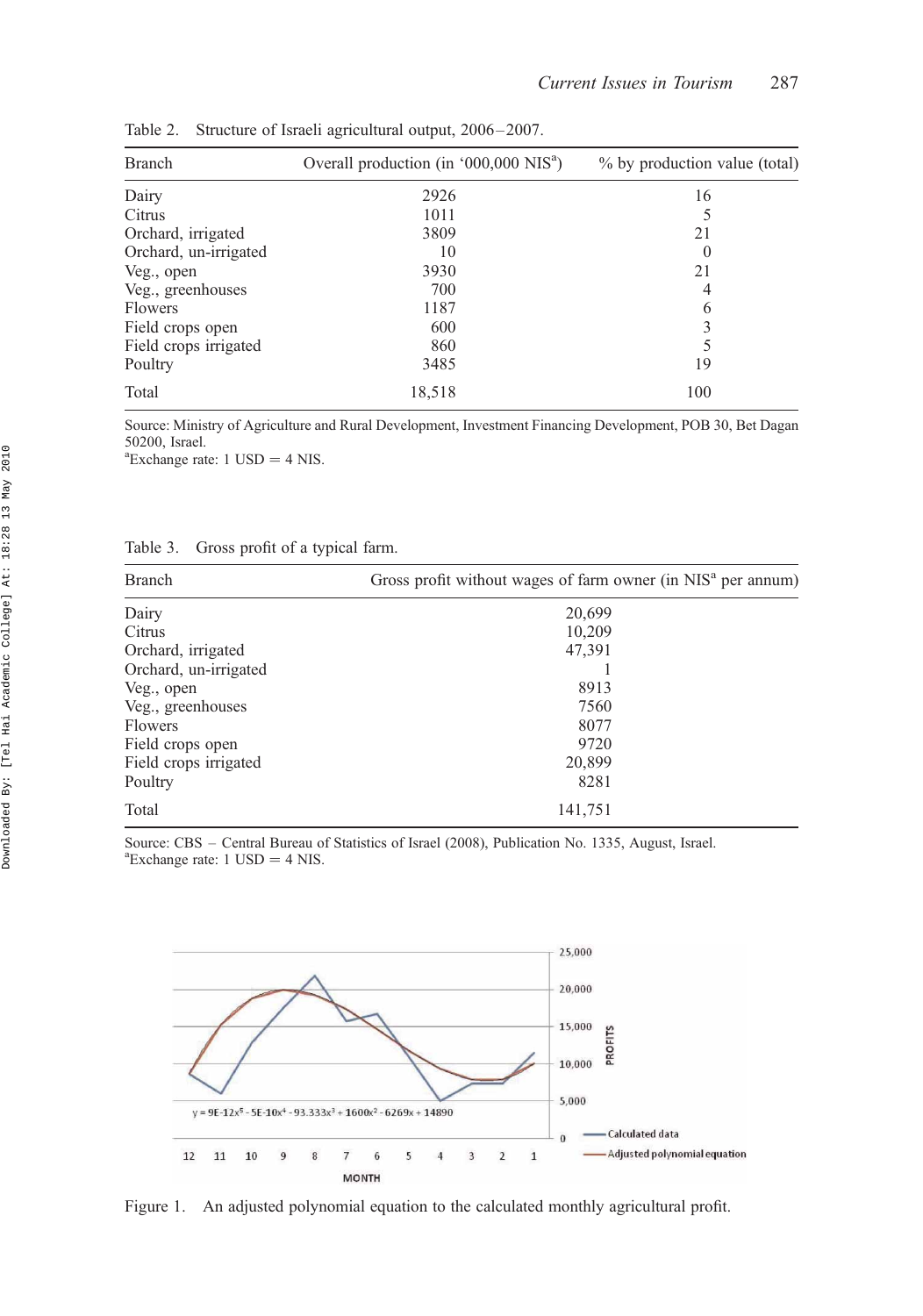Table 2. Structure of Israeli agricultural output, 2006–2007.

| Branch | Overall production (in '000,000 NIS[a]) | % by production value (total) |
|---|---|---|
| Dairy | 2926 | 16 |
| Citrus | 1011 | 5 |
| Orchard, irrigated | 3809 | 21 |
| Orchard, un-irrigated | 10 | 0 |
| Veg., open | 3930 | 21 |
| Veg., greenhouses | 700 | 4 |
| Flowers | 1187 | 6 |
| Field crops open | 600 | 3 |
| Field crops irrigated | 860 | 5 |
| Poultry | 3485 | 19 |
| Total | 18,518 | 100 |

Source: Ministry of Agriculture and Rural Development, Investment Financing Development, POB 30, Bet Dagan 50200, Israel.
[a]Exchange rate: 1 USD = 4 NIS.

Table 3. Gross profit of a typical farm.

| Branch | Gross profit without wages of farm owner (in NIS[a] per annum) |
|---|---|
| Dairy | 20,699 |
| Citrus | 10,209 |
| Orchard, irrigated | 47,391 |
| Orchard, un-irrigated | 1 |
| Veg., open | 8913 |
| Veg., greenhouses | 7560 |
| Flowers | 8077 |
| Field crops open | 9720 |
| Field crops irrigated | 20,899 |
| Poultry | 8281 |
| Total | 141,751 |

Source: CBS – Central Bureau of Statistics of Israel (2008), Publication No. 1335, August, Israel.
[a]Exchange rate: 1 USD = 4 NIS.

$$y = 9E\text{-}12x^5 - 5E\text{-}10x^4 - 93.333x^3 + 1600x^2 - 6269x + 14890$$

Figure 1. An adjusted polynomial equation to the calculated monthly agricultural profit.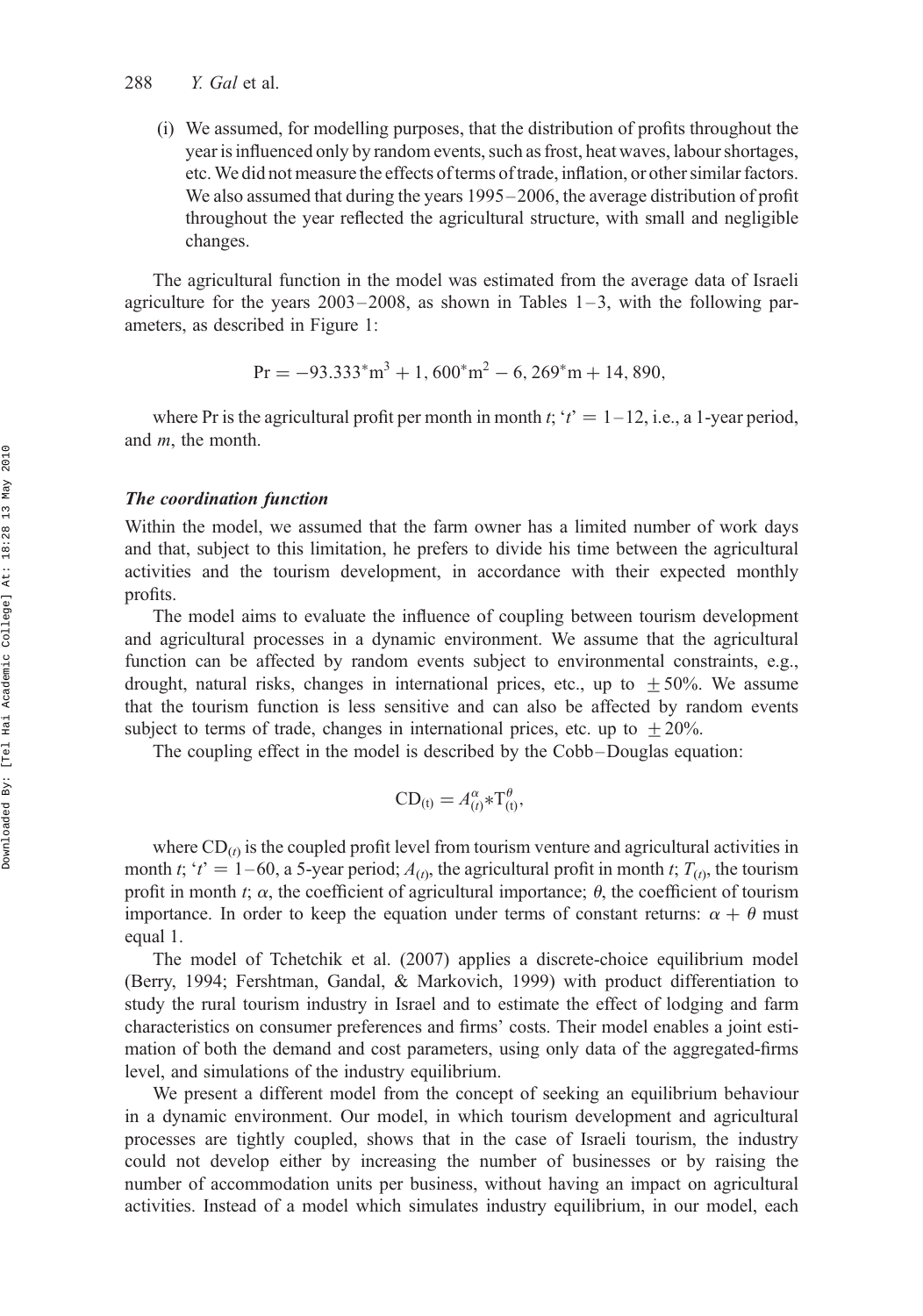(i) We assumed, for modelling purposes, that the distribution of profits throughout the year is influenced only by random events, such as frost, heat waves, labour shortages, etc. We did not measure the effects of terms of trade, inflation, or other similar factors. We also assumed that during the years 1995–2006, the average distribution of profit throughout the year reflected the agricultural structure, with small and negligible changes.

The agricultural function in the model was estimated from the average data of Israeli agriculture for the years 2003–2008, as shown in Tables 1–3, with the following parameters, as described in Figure 1:

$$\mathrm{Pr} = -93.333^{*}\mathrm{m}^{3} + 1,600^{*}\mathrm{m}^{2} - 6,269^{*}\mathrm{m} + 14,890,$$

where Pr is the agricultural profit per month in month $t$; '$t$' = 1–12, i.e., a 1-year period, and $m$, the month.

### *The coordination function*

Within the model, we assumed that the farm owner has a limited number of work days and that, subject to this limitation, he prefers to divide his time between the agricultural activities and the tourism development, in accordance with their expected monthly profits.

The model aims to evaluate the influence of coupling between tourism development and agricultural processes in a dynamic environment. We assume that the agricultural function can be affected by random events subject to environmental constraints, e.g., drought, natural risks, changes in international prices, etc., up to $\pm 50\%$. We assume that the tourism function is less sensitive and can also be affected by random events subject to terms of trade, changes in international prices, etc. up to $\pm 20\%$.

The coupling effect in the model is described by the Cobb–Douglas equation:

$$\mathrm{CD}_{(t)} = A_{(t)}^{\alpha} * \mathrm{T}_{(t)}^{\theta},$$

where $\mathrm{CD}_{(t)}$ is the coupled profit level from tourism venture and agricultural activities in month $t$; '$t$' = 1–60, a 5-year period; $A_{(t)}$, the agricultural profit in month $t$; $T_{(t)}$, the tourism profit in month $t$; $\alpha$, the coefficient of agricultural importance; $\theta$, the coefficient of tourism importance. In order to keep the equation under terms of constant returns: $\alpha + \theta$ must equal 1.

The model of Tchetchik et al. (2007) applies a discrete-choice equilibrium model (Berry, 1994; Fershtman, Gandal, & Markovich, 1999) with product differentiation to study the rural tourism industry in Israel and to estimate the effect of lodging and farm characteristics on consumer preferences and firms' costs. Their model enables a joint estimation of both the demand and cost parameters, using only data of the aggregated-firms level, and simulations of the industry equilibrium.

We present a different model from the concept of seeking an equilibrium behaviour in a dynamic environment. Our model, in which tourism development and agricultural processes are tightly coupled, shows that in the case of Israeli tourism, the industry could not develop either by increasing the number of businesses or by raising the number of accommodation units per business, without having an impact on agricultural activities. Instead of a model which simulates industry equilibrium, in our model, each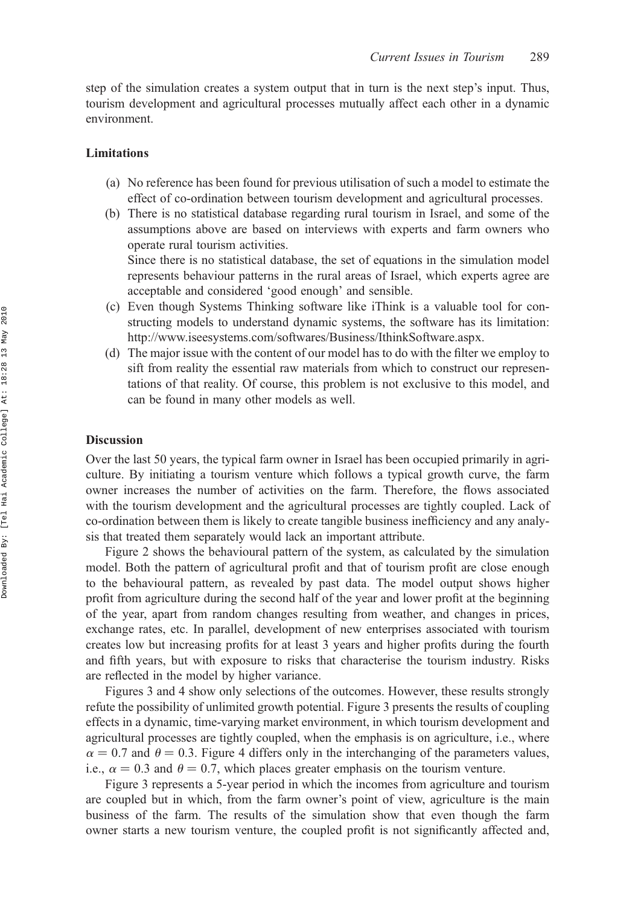step of the simulation creates a system output that in turn is the next step's input. Thus, tourism development and agricultural processes mutually affect each other in a dynamic environment.

### Limitations

(a) No reference has been found for previous utilisation of such a model to estimate the effect of co-ordination between tourism development and agricultural processes.

(b) There is no statistical database regarding rural tourism in Israel, and some of the assumptions above are based on interviews with experts and farm owners who operate rural tourism activities.

Since there is no statistical database, the set of equations in the simulation model represents behaviour patterns in the rural areas of Israel, which experts agree are acceptable and considered 'good enough' and sensible.

(c) Even though Systems Thinking software like iThink is a valuable tool for constructing models to understand dynamic systems, the software has its limitation: http://www.iseesystems.com/softwares/Business/IthinkSoftware.aspx.

(d) The major issue with the content of our model has to do with the filter we employ to sift from reality the essential raw materials from which to construct our representations of that reality. Of course, this problem is not exclusive to this model, and can be found in many other models as well.

### Discussion

Over the last 50 years, the typical farm owner in Israel has been occupied primarily in agriculture. By initiating a tourism venture which follows a typical growth curve, the farm owner increases the number of activities on the farm. Therefore, the flows associated with the tourism development and the agricultural processes are tightly coupled. Lack of co-ordination between them is likely to create tangible business inefficiency and any analysis that treated them separately would lack an important attribute.

Figure 2 shows the behavioural pattern of the system, as calculated by the simulation model. Both the pattern of agricultural profit and that of tourism profit are close enough to the behavioural pattern, as revealed by past data. The model output shows higher profit from agriculture during the second half of the year and lower profit at the beginning of the year, apart from random changes resulting from weather, and changes in prices, exchange rates, etc. In parallel, development of new enterprises associated with tourism creates low but increasing profits for at least 3 years and higher profits during the fourth and fifth years, but with exposure to risks that characterise the tourism industry. Risks are reflected in the model by higher variance.

Figures 3 and 4 show only selections of the outcomes. However, these results strongly refute the possibility of unlimited growth potential. Figure 3 presents the results of coupling effects in a dynamic, time-varying market environment, in which tourism development and agricultural processes are tightly coupled, when the emphasis is on agriculture, i.e., where $\alpha = 0.7$ and $\theta = 0.3$. Figure 4 differs only in the interchanging of the parameters values, i.e., $\alpha = 0.3$ and $\theta = 0.7$, which places greater emphasis on the tourism venture.

Figure 3 represents a 5-year period in which the incomes from agriculture and tourism are coupled but in which, from the farm owner's point of view, agriculture is the main business of the farm. The results of the simulation show that even though the farm owner starts a new tourism venture, the coupled profit is not significantly affected and,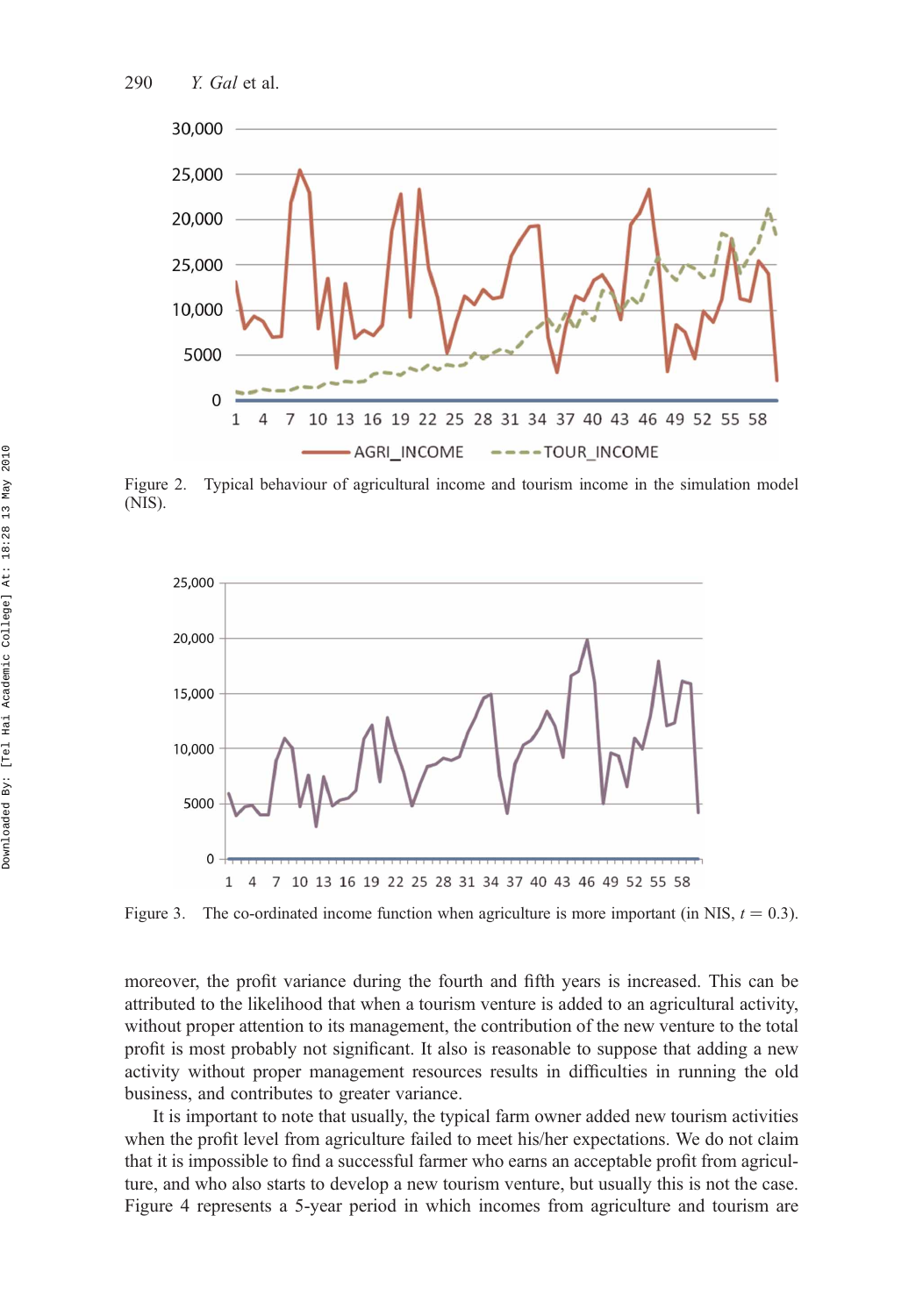Figure 2. Typical behaviour of agricultural income and tourism income in the simulation model (NIS).

Figure 3. The co-ordinated income function when agriculture is more important (in NIS, $t = 0.3$).

moreover, the profit variance during the fourth and fifth years is increased. This can be attributed to the likelihood that when a tourism venture is added to an agricultural activity, without proper attention to its management, the contribution of the new venture to the total profit is most probably not significant. It also is reasonable to suppose that adding a new activity without proper management resources results in difficulties in running the old business, and contributes to greater variance.

It is important to note that usually, the typical farm owner added new tourism activities when the profit level from agriculture failed to meet his/her expectations. We do not claim that it is impossible to find a successful farmer who earns an acceptable profit from agriculture, and who also starts to develop a new tourism venture, but usually this is not the case. Figure 4 represents a 5-year period in which incomes from agriculture and tourism are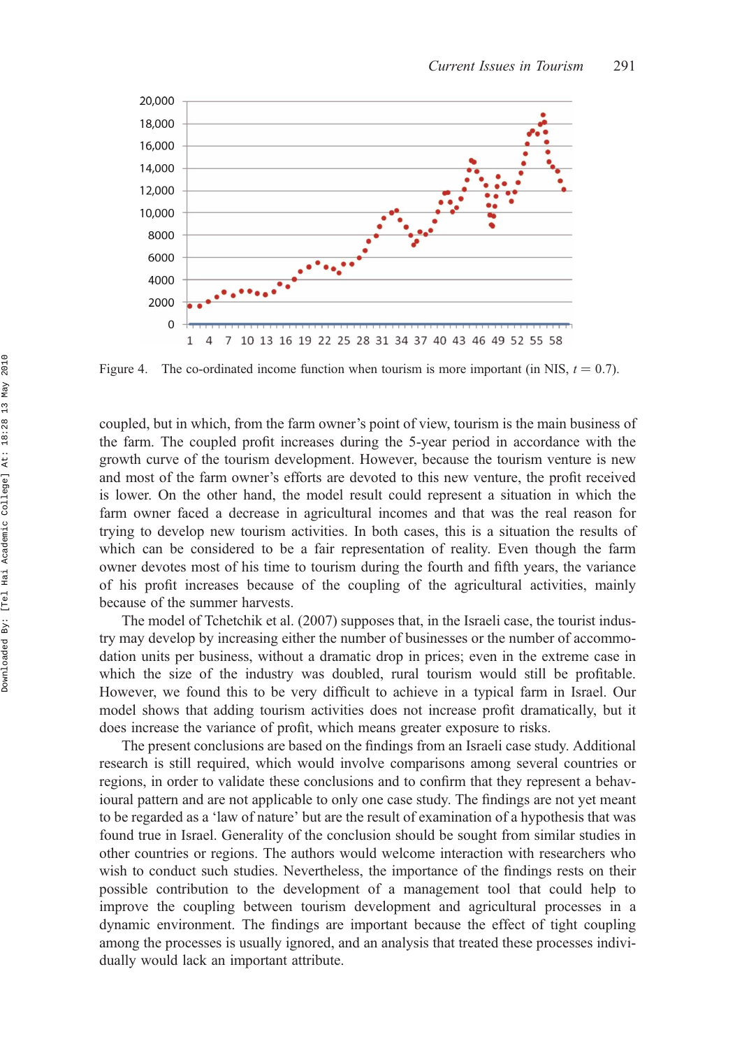Figure 4. The co-ordinated income function when tourism is more important (in NIS, $t = 0.7$).

coupled, but in which, from the farm owner's point of view, tourism is the main business of the farm. The coupled profit increases during the 5-year period in accordance with the growth curve of the tourism development. However, because the tourism venture is new and most of the farm owner's efforts are devoted to this new venture, the profit received is lower. On the other hand, the model result could represent a situation in which the farm owner faced a decrease in agricultural incomes and that was the real reason for trying to develop new tourism activities. In both cases, this is a situation the results of which can be considered to be a fair representation of reality. Even though the farm owner devotes most of his time to tourism during the fourth and fifth years, the variance of his profit increases because of the coupling of the agricultural activities, mainly because of the summer harvests.

The model of Tchetchik et al. (2007) supposes that, in the Israeli case, the tourist industry may develop by increasing either the number of businesses or the number of accommodation units per business, without a dramatic drop in prices; even in the extreme case in which the size of the industry was doubled, rural tourism would still be profitable. However, we found this to be very difficult to achieve in a typical farm in Israel. Our model shows that adding tourism activities does not increase profit dramatically, but it does increase the variance of profit, which means greater exposure to risks.

The present conclusions are based on the findings from an Israeli case study. Additional research is still required, which would involve comparisons among several countries or regions, in order to validate these conclusions and to confirm that they represent a behavioural pattern and are not applicable to only one case study. The findings are not yet meant to be regarded as a 'law of nature' but are the result of examination of a hypothesis that was found true in Israel. Generality of the conclusion should be sought from similar studies in other countries or regions. The authors would welcome interaction with researchers who wish to conduct such studies. Nevertheless, the importance of the findings rests on their possible contribution to the development of a management tool that could help to improve the coupling between tourism development and agricultural processes in a dynamic environment. The findings are important because the effect of tight coupling among the processes is usually ignored, and an analysis that treated these processes individually would lack an important attribute.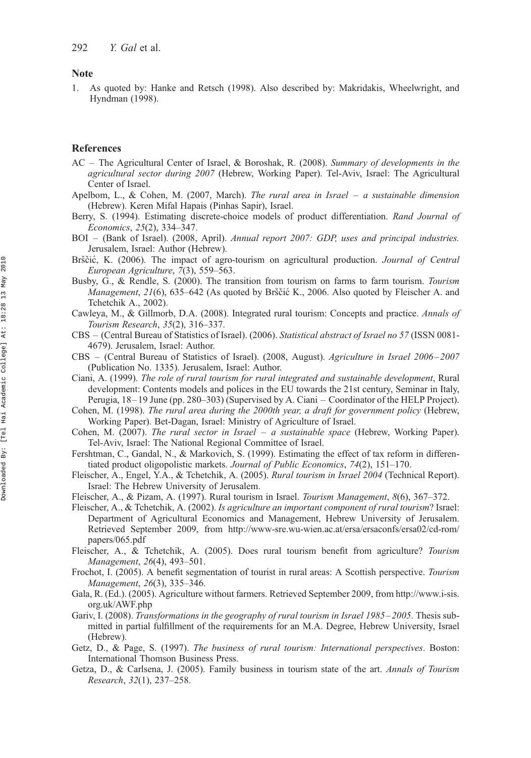## Note

1. As quoted by: Hanke and Retsch (1998). Also described by: Makridakis, Wheelwright, and Hyndman (1998).

## References

AC – The Agricultural Center of Israel, & Boroshak, R. (2008). *Summary of developments in the agricultural sector during 2007* (Hebrew, Working Paper). Tel-Aviv, Israel: The Agricultural Center of Israel.

Apelbom, L., & Cohen, M. (2007, March). *The rural area in Israel – a sustainable dimension* (Hebrew). Keren Mifal Hapais (Pinhas Sapir), Israel.

Berry, S. (1994). Estimating discrete-choice models of product differentiation. *Rand Journal of Economics*, *25*(2), 334–347.

BOI – (Bank of Israel). (2008, April). *Annual report 2007: GDP, uses and principal industries.* Jerusalem, Israel: Author (Hebrew).

Brščić, K. (2006). The impact of agro-tourism on agricultural production. *Journal of Central European Agriculture*, *7*(3), 559–563.

Busby, G., & Rendle, S. (2000). The transition from tourism on farms to farm tourism. *Tourism Management*, *21*(6), 635–642 (As quoted by Brščić K., 2006. Also quoted by Fleischer A. and Tchetchik A., 2002).

Cawleya, M., & Gillmorb, D.A. (2008). Integrated rural tourism: Concepts and practice. *Annals of Tourism Research*, *35*(2), 316–337.

CBS – (Central Bureau of Statistics of Israel). (2006). *Statistical abstract of Israel no 57* (ISSN 0081-4679). Jerusalem, Israel: Author.

CBS – (Central Bureau of Statistics of Israel). (2008, August). *Agriculture in Israel 2006–2007* (Publication No. 1335). Jerusalem, Israel: Author.

Ciani, A. (1999). *The role of rural tourism for rural integrated and sustainable development*, Rural development: Contents models and polices in the EU towards the 21st century, Seminar in Italy, Perugia, 18–19 June (pp. 280–303) (Supervised by A. Ciani – Coordinator of the HELP Project).

Cohen, M. (1998). *The rural area during the 2000th year, a draft for government policy* (Hebrew, Working Paper). Bet-Dagan, Israel: Ministry of Agriculture of Israel.

Cohen, M. (2007). *The rural sector in Israel – a sustainable space* (Hebrew, Working Paper). Tel-Aviv, Israel: The National Regional Committee of Israel.

Fershtman, C., Gandal, N., & Markovich, S. (1999). Estimating the effect of tax reform in differentiated product oligopolistic markets. *Journal of Public Economics*, *74*(2), 151–170.

Fleischer, A., Engel, Y.A., & Tchetchik, A. (2005). *Rural tourism in Israel 2004* (Technical Report). Israel: The Hebrew University of Jerusalem.

Fleischer, A., & Pizam, A. (1997). Rural tourism in Israel. *Tourism Management*, *8*(6), 367–372.

Fleischer, A., & Tchetchik, A. (2002). *Is agriculture an important component of rural tourism*? Israel: Department of Agricultural Economics and Management, Hebrew University of Jerusalem. Retrieved September 2009, from http://www-sre.wu-wien.ac.at/ersa/ersaconfs/ersa02/cd-rom/papers/065.pdf

Fleischer, A., & Tchetchik, A. (2005). Does rural tourism benefit from agriculture? *Tourism Management*, *26*(4), 493–501.

Frochot, I. (2005). A benefit segmentation of tourist in rural areas: A Scottish perspective. *Tourism Management*, *26*(3), 335–346.

Gala, R. (Ed.). (2005). Agriculture without farmers. Retrieved September 2009, from http://www.i-sis.org.uk/AWF.php

Gariv, I. (2008). *Transformations in the geography of rural tourism in Israel 1985–2005*. Thesis submitted in partial fulfillment of the requirements for an M.A. Degree, Hebrew University, Israel (Hebrew).

Getz, D., & Page, S. (1997). *The business of rural tourism: International perspectives*. Boston: International Thomson Business Press.

Getza, D., & Carlsena, J. (2005). Family business in tourism state of the art. *Annals of Tourism Research*, *32*(1), 237–258.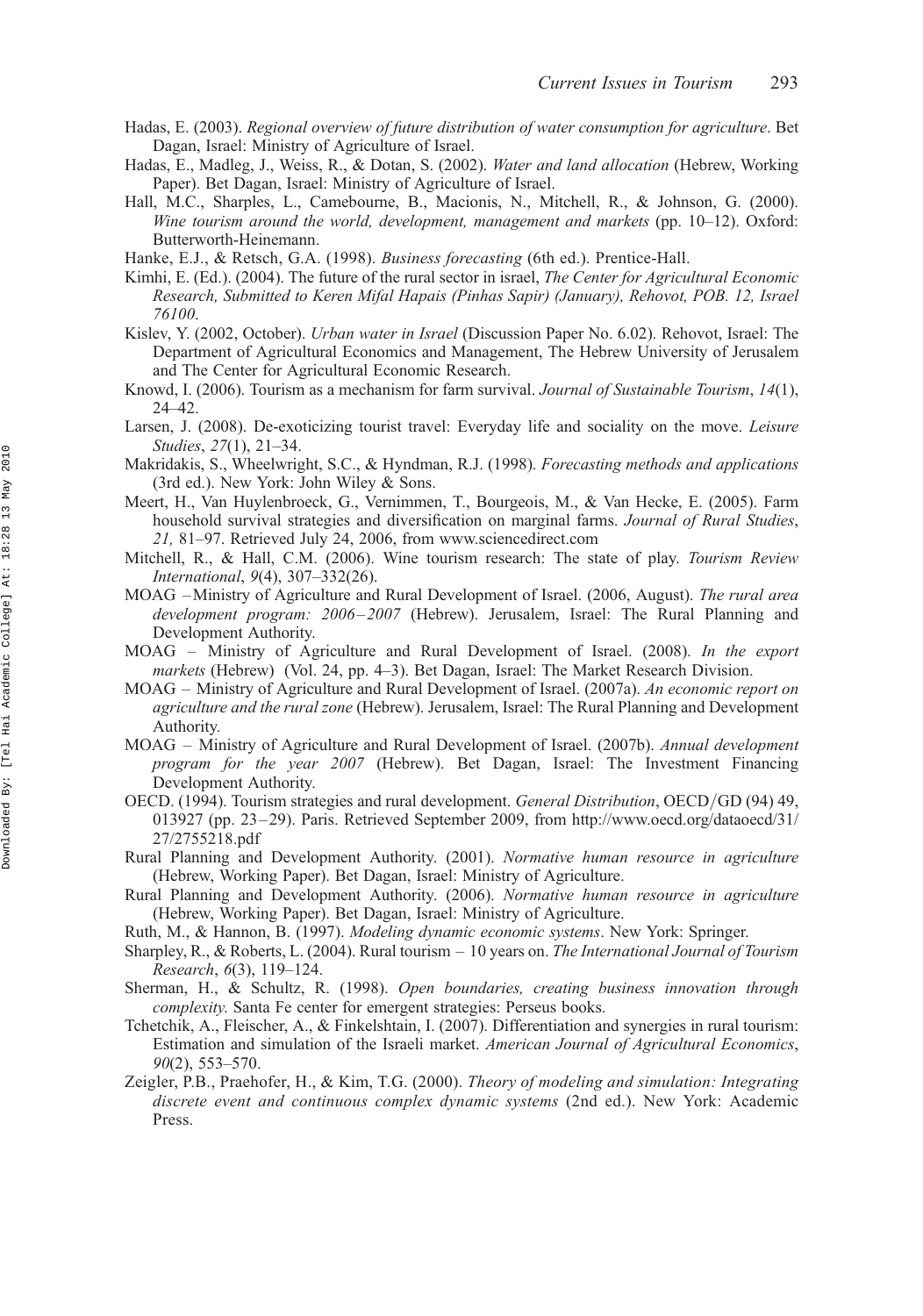Hadas, E. (2003). *Regional overview of future distribution of water consumption for agriculture*. Bet Dagan, Israel: Ministry of Agriculture of Israel.

Hadas, E., Madleg, J., Weiss, R., & Dotan, S. (2002). *Water and land allocation* (Hebrew, Working Paper). Bet Dagan, Israel: Ministry of Agriculture of Israel.

Hall, M.C., Sharples, L., Camebourne, B., Macionis, N., Mitchell, R., & Johnson, G. (2000). *Wine tourism around the world, development, management and markets* (pp. 10–12). Oxford: Butterworth-Heinemann.

Hanke, E.J., & Retsch, G.A. (1998). *Business forecasting* (6th ed.). Prentice-Hall.

Kimhi, E. (Ed.). (2004). The future of the rural sector in israel, *The Center for Agricultural Economic Research, Submitted to Keren Mifal Hapais (Pinhas Sapir) (January), Rehovot, POB. 12, Israel 76100*.

Kislev, Y. (2002, October). *Urban water in Israel* (Discussion Paper No. 6.02). Rehovot, Israel: The Department of Agricultural Economics and Management, The Hebrew University of Jerusalem and The Center for Agricultural Economic Research.

Knowd, I. (2006). Tourism as a mechanism for farm survival. *Journal of Sustainable Tourism*, *14*(1), 24–42.

Larsen, J. (2008). De-exoticizing tourist travel: Everyday life and sociality on the move. *Leisure Studies*, *27*(1), 21–34.

Makridakis, S., Wheelwright, S.C., & Hyndman, R.J. (1998). *Forecasting methods and applications* (3rd ed.). New York: John Wiley & Sons.

Meert, H., Van Huylenbroeck, G., Vernimmen, T., Bourgeois, M., & Van Hecke, E. (2005). Farm household survival strategies and diversification on marginal farms. *Journal of Rural Studies*, *21,* 81–97. Retrieved July 24, 2006, from www.sciencedirect.com

Mitchell, R., & Hall, C.M. (2006). Wine tourism research: The state of play. *Tourism Review International*, *9*(4), 307–332(26).

MOAG –Ministry of Agriculture and Rural Development of Israel. (2006, August). *The rural area development program: 2006–2007* (Hebrew). Jerusalem, Israel: The Rural Planning and Development Authority.

MOAG – Ministry of Agriculture and Rural Development of Israel. (2008). *In the export markets* (Hebrew) (Vol. 24, pp. 4–3). Bet Dagan, Israel: The Market Research Division.

MOAG – Ministry of Agriculture and Rural Development of Israel. (2007a). *An economic report on agriculture and the rural zone* (Hebrew). Jerusalem, Israel: The Rural Planning and Development Authority.

MOAG – Ministry of Agriculture and Rural Development of Israel. (2007b). *Annual development program for the year 2007* (Hebrew). Bet Dagan, Israel: The Investment Financing Development Authority.

OECD. (1994). Tourism strategies and rural development. *General Distribution*, OECD/GD (94) 49, 013927 (pp. 23–29). Paris. Retrieved September 2009, from http://www.oecd.org/dataoecd/31/27/2755218.pdf

Rural Planning and Development Authority. (2001). *Normative human resource in agriculture* (Hebrew, Working Paper). Bet Dagan, Israel: Ministry of Agriculture.

Rural Planning and Development Authority. (2006). *Normative human resource in agriculture* (Hebrew, Working Paper). Bet Dagan, Israel: Ministry of Agriculture.

Ruth, M., & Hannon, B. (1997). *Modeling dynamic economic systems*. New York: Springer.

Sharpley, R., & Roberts, L. (2004). Rural tourism – 10 years on. *The International Journal of Tourism Research*, *6*(3), 119–124.

Sherman, H., & Schultz, R. (1998). *Open boundaries, creating business innovation through complexity.* Santa Fe center for emergent strategies: Perseus books.

Tchetchik, A., Fleischer, A., & Finkelshtain, I. (2007). Differentiation and synergies in rural tourism: Estimation and simulation of the Israeli market. *American Journal of Agricultural Economics*, *90*(2), 553–570.

Zeigler, P.B., Praehofer, H., & Kim, T.G. (2000). *Theory of modeling and simulation: Integrating discrete event and continuous complex dynamic systems* (2nd ed.). New York: Academic Press.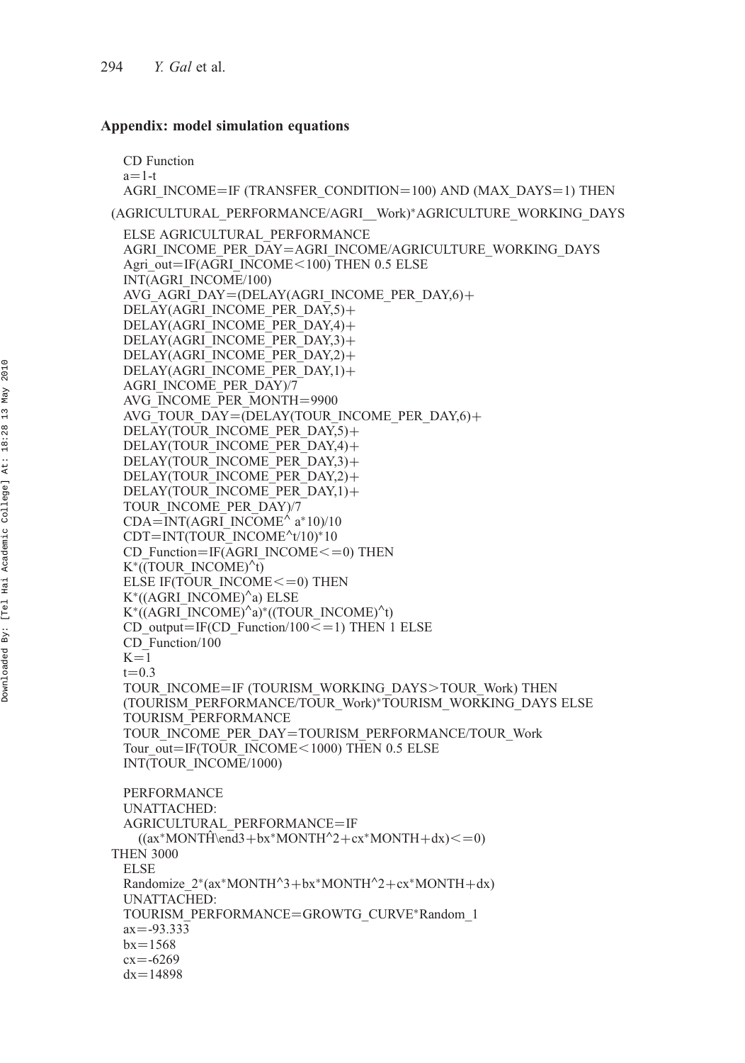## Appendix: model simulation equations

```
CD Function
a=1-t
AGRI_INCOME=IF (TRANSFER_CONDITION=100) AND (MAX_DAYS=1) THEN
(AGRICULTURAL_PERFORMANCE/AGRI__Work)*AGRICULTURE_WORKING_DAYS
ELSE AGRICULTURAL_PERFORMANCE
AGRI_INCOME_PER_DAY=AGRI_INCOME/AGRICULTURE_WORKING_DAYS
Agri_out=IF(AGRI_INCOME<100) THEN 0.5 ELSE
INT(AGRI_INCOME/100)
AVG_AGRI_DAY=(DELAY(AGRI_INCOME_PER_DAY,6)+
DELAY(AGRI_INCOME_PER_DAY,5)+
DELAY(AGRI_INCOME_PER_DAY,4)+
DELAY(AGRI_INCOME_PER_DAY,3)+
DELAY(AGRI_INCOME_PER_DAY,2)+
DELAY(AGRI_INCOME_PER_DAY,1)+
AGRI_INCOME_PER_DAY)/7
AVG_INCOME_PER_MONTH=9900
AVG_TOUR_DAY=(DELAY(TOUR_INCOME_PER_DAY,6)+
DELAY(TOUR_INCOME_PER_DAY,5)+
DELAY(TOUR_INCOME_PER_DAY,4)+
DELAY(TOUR_INCOME_PER_DAY,3)+
DELAY(TOUR_INCOME_PER_DAY,2)+
DELAY(TOUR_INCOME_PER_DAY,1)+
TOUR_INCOME_PER_DAY)/7
CDA=INT(AGRI_INCOME^ a*10)/10
CDT=INT(TOUR_INCOME^t/10)*10
CD_Function=IF(AGRI_INCOME<=0) THEN
K*((TOUR_INCOME)^t)
ELSE IF(TOUR_INCOME<=0) THEN
K*((AGRI_INCOME)^a) ELSE
K*((AGRI_INCOME)^a)*((TOUR_INCOME)^t)
CD_output=IF(CD_Function/100<=1) THEN 1 ELSE
CD_Function/100
K=1
t=0.3
TOUR_INCOME=IF (TOURISM_WORKING_DAYS>TOUR_Work) THEN
(TOURISM_PERFORMANCE/TOUR_Work)*TOURISM_WORKING_DAYS ELSE
TOURISM_PERFORMANCE
TOUR_INCOME_PER_DAY=TOURISM_PERFORMANCE/TOUR_Work
Tour_out=IF(TOUR_INCOME<1000) THEN 0.5 ELSE
INT(TOUR_INCOME/1000)

PERFORMANCE
UNATTACHED:
AGRICULTURAL_PERFORMANCE=IF
  ((ax*MONTĤ\end3+bx*MONTH^2+cx*MONTH+dx)<=0)
THEN 3000
ELSE
Randomize_2*(ax*MONTH^3+bx*MONTH^2+cx*MONTH+dx)
UNATTACHED:
TOURISM_PERFORMANCE=GROWTG_CURVE*Random_1
ax=-93.333
bx=1568
cx=-6269
dx=14898
```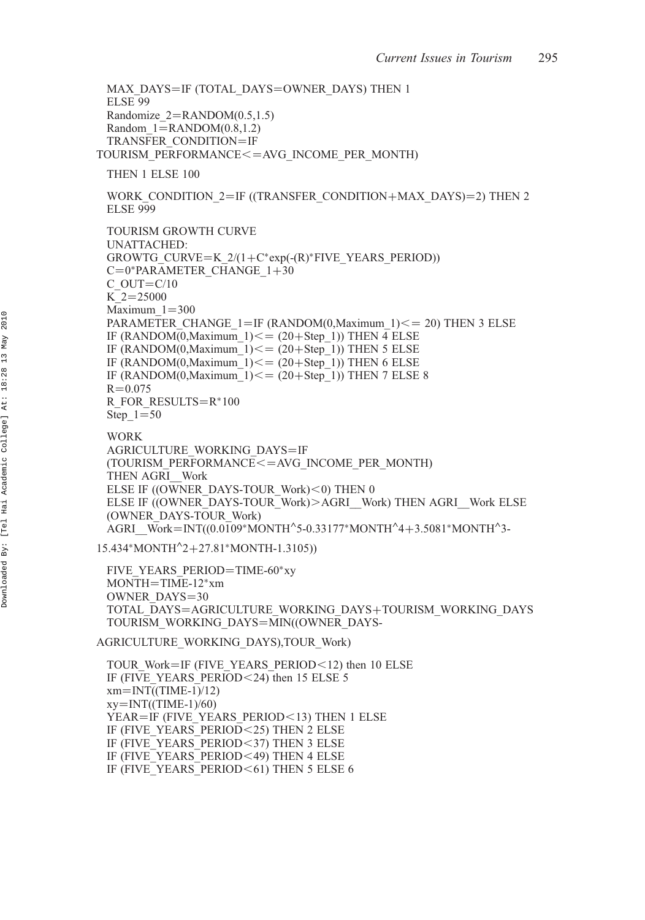```
MAX_DAYS=IF (TOTAL_DAYS=OWNER_DAYS) THEN 1
ELSE 99
Randomize_2=RANDOM(0.5,1.5)
Random_1=RANDOM(0.8,1.2)
TRANSFER_CONDITION=IF
TOURISM_PERFORMANCE<=AVG_INCOME_PER_MONTH)
THEN 1 ELSE 100

WORK_CONDITION_2=IF ((TRANSFER_CONDITION+MAX_DAYS)=2) THEN 2
ELSE 999

TOURISM GROWTH CURVE
UNATTACHED:
GROWTG_CURVE=K_2/(1+C*exp(-(R)*FIVE_YEARS_PERIOD))
C=0*PARAMETER_CHANGE_1+30
C_OUT=C/10
K_2=25000
Maximum_1=300
PARAMETER_CHANGE_1=IF (RANDOM(0,Maximum_1)<= 20) THEN 3 ELSE
IF (RANDOM(0,Maximum_1)<= (20+Step_1)) THEN 4 ELSE
IF (RANDOM(0,Maximum_1)<= (20+Step_1)) THEN 5 ELSE
IF (RANDOM(0,Maximum_1)<= (20+Step_1)) THEN 6 ELSE
IF (RANDOM(0,Maximum_1)<= (20+Step_1)) THEN 7 ELSE 8
R=0.075
R_FOR_RESULTS=R*100
Step_1=50

WORK
AGRICULTURE_WORKING_DAYS=IF
(TOURISM_PERFORMANCE<=AVG_INCOME_PER_MONTH)
THEN AGRI__Work
ELSE IF ((OWNER_DAYS-TOUR_Work)<0) THEN 0
ELSE IF ((OWNER_DAYS-TOUR_Work)>AGRI__Work) THEN AGRI__Work ELSE
(OWNER_DAYS-TOUR_Work)
AGRI__Work=INT((0.0109*MONTH^5-0.33177*MONTH^4+3.5081*MONTH^3-
15.434*MONTH^2+27.81*MONTH-1.3105))

FIVE_YEARS_PERIOD=TIME-60*xy
MONTH=TIME-12*xm
OWNER_DAYS=30
TOTAL_DAYS=AGRICULTURE_WORKING_DAYS+TOURISM_WORKING_DAYS
TOURISM_WORKING_DAYS=MIN((OWNER_DAYS-
AGRICULTURE_WORKING_DAYS),TOUR_Work)

TOUR_Work=IF (FIVE_YEARS_PERIOD<12) then 10 ELSE
IF (FIVE_YEARS_PERIOD<24) then 15 ELSE 5
xm=INT((TIME-1)/12)
xy=INT((TIME-1)/60)
YEAR=IF (FIVE_YEARS_PERIOD<13) THEN 1 ELSE
IF (FIVE_YEARS_PERIOD<25) THEN 2 ELSE
IF (FIVE_YEARS_PERIOD<37) THEN 3 ELSE
IF (FIVE_YEARS_PERIOD<49) THEN 4 ELSE
IF (FIVE_YEARS_PERIOD<61) THEN 5 ELSE 6
```